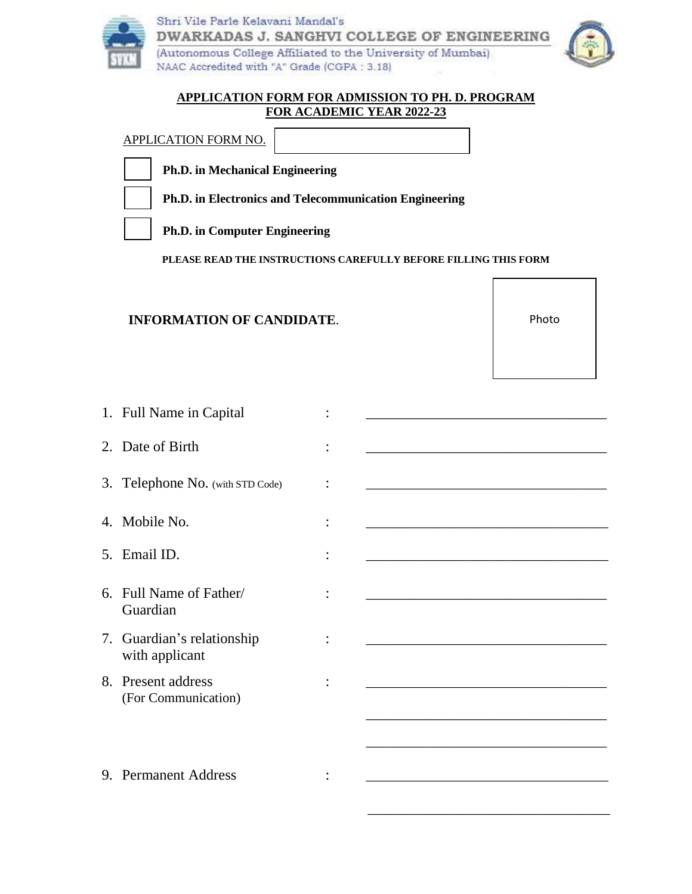Shri Vile Parle Kelavani Mandal's

**DWARKADAS J. SANGHVI COLLEGE OF ENGINEERING**

(Autonomous College Affiliated to the University of Mumbai)

NAAC Accredited with "A" Grade (CGPA : 3.18)

## APPLICATION FORM FOR ADMISSION TO PH. D. PROGRAM FOR ACADEMIC YEAR 2022-23

APPLICATION FORM NO. ____________________

☐ **Ph.D. in Mechanical Engineering**

☐ **Ph.D. in Electronics and Telecommunication Engineering**

☐ **Ph.D. in Computer Engineering**

**PLEASE READ THE INSTRUCTIONS CAREFULLY BEFORE FILLING THIS FORM**

### INFORMATION OF CANDIDATE.

Photo

1. Full Name in Capital : ___________________________________
2. Date of Birth : ___________________________________
3. Telephone No. (with STD Code) : ___________________________________
4. Mobile No. : ___________________________________
5. Email ID. : ___________________________________
6. Full Name of Father/ Guardian : ___________________________________
7. Guardian's relationship with applicant : ___________________________________
8. Present address (For Communication) : ___________________________________

   ___________________________________

   ___________________________________
9. Permanent Address : ___________________________________

   ___________________________________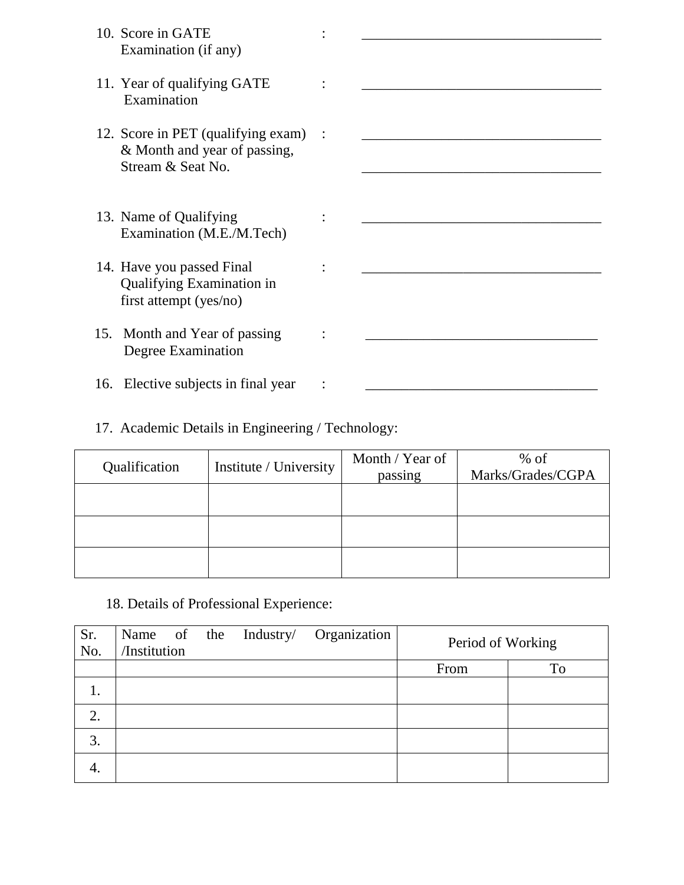10. Score in GATE Examination (if any) : __________________________________

11. Year of qualifying GATE Examination : __________________________________

12. Score in PET (qualifying exam) & Month and year of passing, Stream & Seat No. : __________________________________
__________________________________

13. Name of Qualifying Examination (M.E./M.Tech) : __________________________________

14. Have you passed Final Qualifying Examination in first attempt (yes/no) : __________________________________

15. Month and Year of passing Degree Examination : __________________________________

16. Elective subjects in final year : __________________________________

17. Academic Details in Engineering / Technology:

| Qualification | Institute / University | Month / Year of passing | % of Marks/Grades/CGPA |
|---|---|---|---|
| | | | |
| | | | |
| | | | |

18. Details of Professional Experience:

| Sr. No. | Name of the Industry/ Organization /Institution | Period of Working | |
|---|---|---|---|
| | | From | To |
| 1. | | | |
| 2. | | | |
| 3. | | | |
| 4. | | | |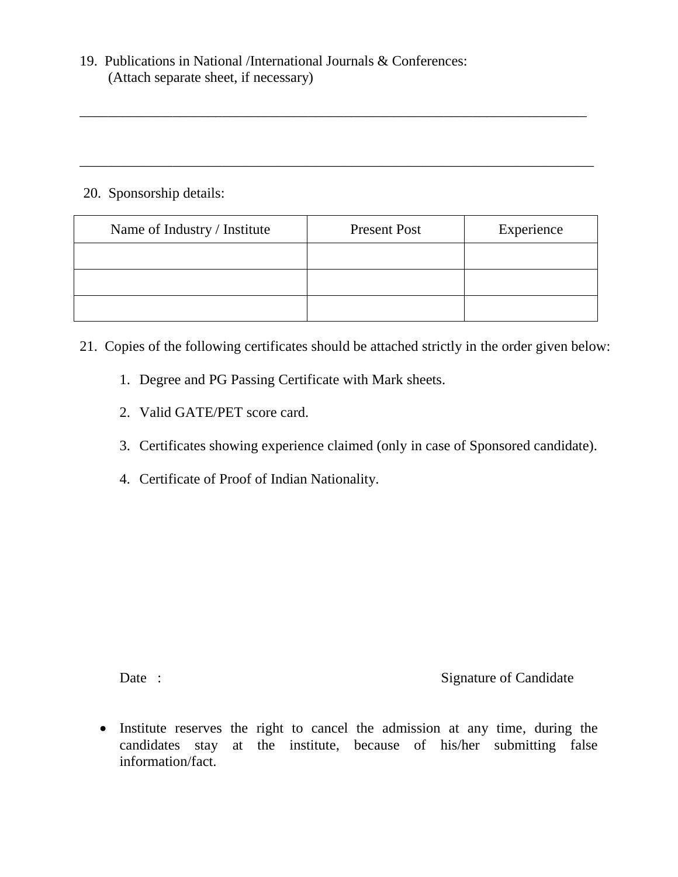19. Publications in National /International Journals & Conferences:
    (Attach separate sheet, if necessary)

______________________________________________________________________________

______________________________________________________________________________

20. Sponsorship details:

| Name of Industry / Institute | Present Post | Experience |
|---|---|---|
| | | |
| | | |
| | | |

21. Copies of the following certificates should be attached strictly in the order given below:

    1. Degree and PG Passing Certificate with Mark sheets.
    2. Valid GATE/PET score card.
    3. Certificates showing experience claimed (only in case of Sponsored candidate).
    4. Certificate of Proof of Indian Nationality.

Date :                                                                 Signature of Candidate

- Institute reserves the right to cancel the admission at any time, during the candidates stay at the institute, because of his/her submitting false information/fact.